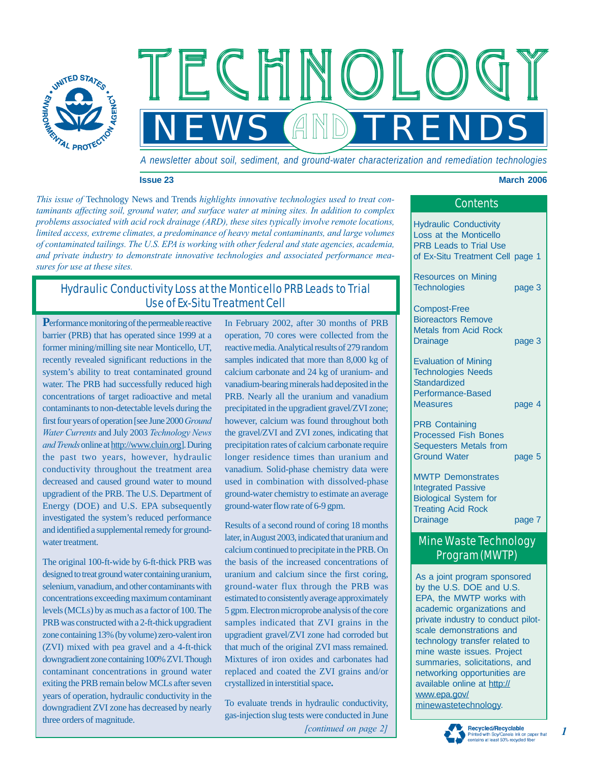# TECHNOLOGY NEWS AND TRENDS

*A newsletter about soil, sediment, and ground-water characterization and remediation technologies*

**Issue 23** **March 2006**

*This issue of* Technology News and Trends *highlights innovative technologies used to treat contaminants affecting soil, ground water, and surface water at mining sites. In addition to complex problems associated with acid rock drainage (ARD), these sites typically involve remote locations, limited access, extreme climates, a predominance of heavy metal contaminants, and large volumes of contaminated tailings. The U.S. EPA is working with other federal and state agencies, academia, and private industry to demonstrate innovative technologies and associated performance measures for use at these sites.*

## Contents

| | |
|---|---|
| Hydraulic Conductivity Loss at the Monticello PRB Leads to Trial Use of Ex-Situ Treatment Cell | page 1 |
| Resources on Mining Technologies | page 3 |
| Compost-Free Bioreactors Remove Metals from Acid Rock Drainage | page 3 |
| Evaluation of Mining Technologies Needs Standardized Performance-Based Measures | page 4 |
| PRB Containing Processed Fish Bones Sequesters Metals from Ground Water | page 5 |
| MWTP Demonstrates Integrated Passive Biological System for Treating Acid Rock Drainage | page 7 |

## Hydraulic Conductivity Loss at the Monticello PRB Leads to Trial Use of Ex-Situ Treatment Cell

**P**erformance monitoring of the permeable reactive barrier (PRB) that has operated since 1999 at a former mining/milling site near Monticello, UT, recently revealed significant reductions in the system's ability to treat contaminated ground water. The PRB had successfully reduced high concentrations of target radioactive and metal contaminants to non-detectable levels during the first four years of operation [see June 2000 *Ground Water Currents* and July 2003 *Technology News and Trends* online at http://www.cluin.org]. During the past two years, however, hydraulic conductivity throughout the treatment area decreased and caused ground water to mound upgradient of the PRB. The U.S. Department of Energy (DOE) and U.S. EPA subsequently investigated the system's reduced performance and identified a supplemental remedy for ground-water treatment.

The original 100-ft-wide by 6-ft-thick PRB was designed to treat ground water containing uranium, selenium, vanadium, and other contaminants with concentrations exceeding maximum contaminant levels (MCLs) by as much as a factor of 100. The PRB was constructed with a 2-ft-thick upgradient zone containing 13% (by volume) zero-valent iron (ZVI) mixed with pea gravel and a 4-ft-thick downgradient zone containing 100% ZVI. Though contaminant concentrations in ground water exiting the PRB remain below MCLs after seven years of operation, hydraulic conductivity in the downgradient ZVI zone has decreased by nearly three orders of magnitude.

In February 2002, after 30 months of PRB operation, 70 cores were collected from the reactive media. Analytical results of 279 random samples indicated that more than 8,000 kg of calcium carbonate and 24 kg of uranium- and vanadium-bearing minerals had deposited in the PRB. Nearly all the uranium and vanadium precipitated in the upgradient gravel/ZVI zone; however, calcium was found throughout both the gravel/ZVI and ZVI zones, indicating that precipitation rates of calcium carbonate require longer residence times than uranium and vanadium. Solid-phase chemistry data were used in combination with dissolved-phase ground-water chemistry to estimate an average ground-water flow rate of 6-9 gpm.

Results of a second round of coring 18 months later, in August 2003, indicated that uranium and calcium continued to precipitate in the PRB. On the basis of the increased concentrations of uranium and calcium since the first coring, ground-water flux through the PRB was estimated to consistently average approximately 5 gpm. Electron microprobe analysis of the core samples indicated that ZVI grains in the upgradient gravel/ZVI zone had corroded but that much of the original ZVI mass remained. Mixtures of iron oxides and carbonates had replaced and coated the ZVI grains and/or crystallized in interstitial space**.**

To evaluate trends in hydraulic conductivity, gas-injection slug tests were conducted in June

*[continued on page 2]*

## Mine Waste Technology Program (MWTP)

As a joint program sponsored by the U.S. DOE and U.S. EPA, the MWTP works with academic organizations and private industry to conduct pilot-scale demonstrations and technology transfer related to mine waste issues. Project summaries, solicitations, and networking opportunities are available online at http://www.epa.gov/minewastetechnology.

Recycled/Recyclable
Printed with Soy/Canola Ink on paper that contains at least 50% recycled fiber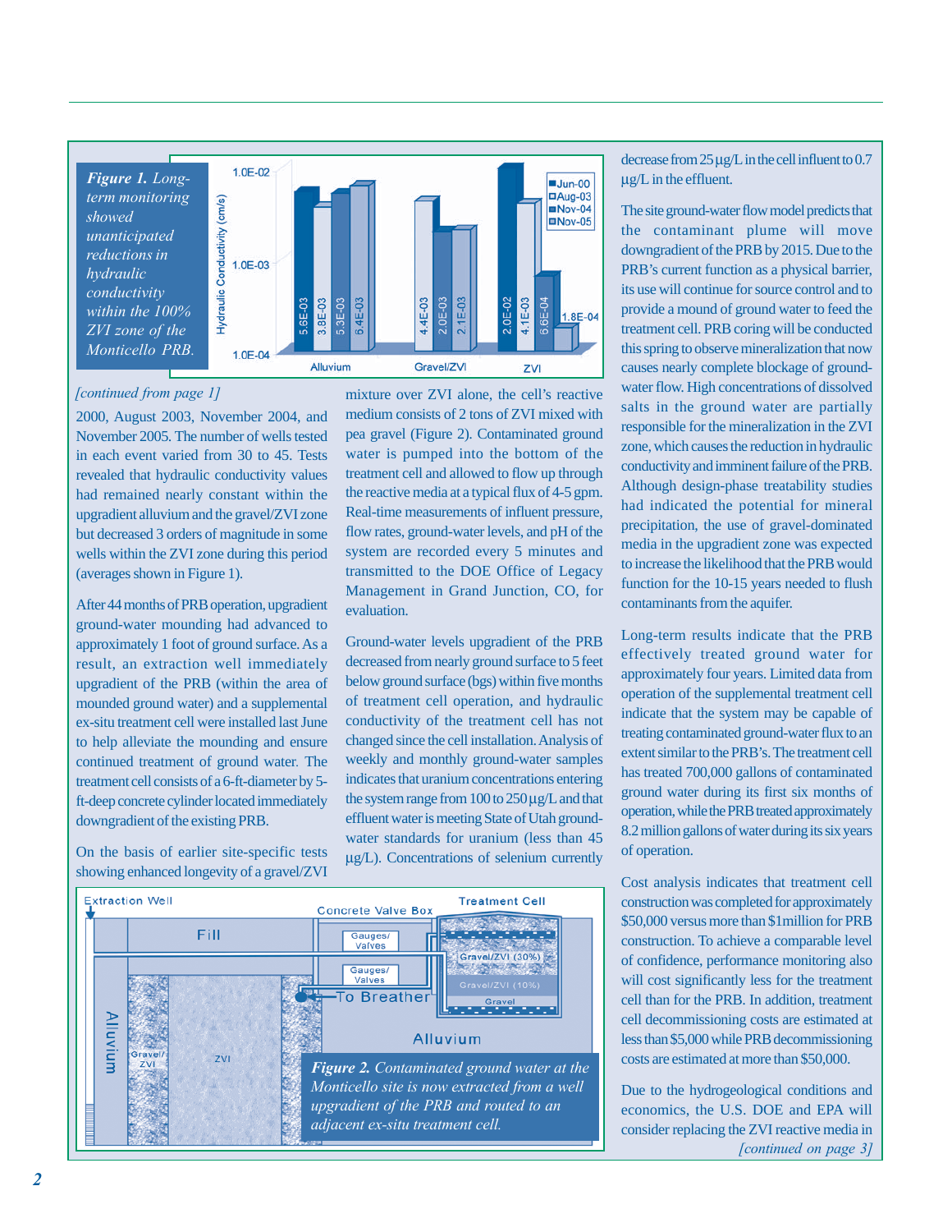*Figure 1. Long-term monitoring showed unanticipated reductions in hydraulic conductivity within the 100% ZVI zone of the Monticello PRB.*

*[continued from page 1]*

2000, August 2003, November 2004, and November 2005. The number of wells tested in each event varied from 30 to 45. Tests revealed that hydraulic conductivity values had remained nearly constant within the upgradient alluvium and the gravel/ZVI zone but decreased 3 orders of magnitude in some wells within the ZVI zone during this period (averages shown in Figure 1).

After 44 months of PRB operation, upgradient ground-water mounding had advanced to approximately 1 foot of ground surface. As a result, an extraction well immediately upgradient of the PRB (within the area of mounded ground water) and a supplemental ex-situ treatment cell were installed last June to help alleviate the mounding and ensure continued treatment of ground water. The treatment cell consists of a 6-ft-diameter by 5-ft-deep concrete cylinder located immediately downgradient of the existing PRB.

On the basis of earlier site-specific tests showing enhanced longevity of a gravel/ZVI mixture over ZVI alone, the cell's reactive medium consists of 2 tons of ZVI mixed with pea gravel (Figure 2). Contaminated ground water is pumped into the bottom of the treatment cell and allowed to flow up through the reactive media at a typical flux of 4-5 gpm. Real-time measurements of influent pressure, flow rates, ground-water levels, and pH of the system are recorded every 5 minutes and transmitted to the DOE Office of Legacy Management in Grand Junction, CO, for evaluation.

Ground-water levels upgradient of the PRB decreased from nearly ground surface to 5 feet below ground surface (bgs) within five months of treatment cell operation, and hydraulic conductivity of the treatment cell has not changed since the cell installation. Analysis of weekly and monthly ground-water samples indicates that uranium concentrations entering the system range from 100 to 250 µg/L and that effluent water is meeting State of Utah ground-water standards for uranium (less than 45 µg/L). Concentrations of selenium currently decrease from 25 µg/L in the cell influent to 0.7 µg/L in the effluent.

*Figure 2. Contaminated ground water at the Monticello site is now extracted from a well upgradient of the PRB and routed to an adjacent ex-situ treatment cell.*

The site ground-water flow model predicts that the contaminant plume will move downgradient of the PRB by 2015. Due to the PRB's current function as a physical barrier, its use will continue for source control and to provide a mound of ground water to feed the treatment cell. PRB coring will be conducted this spring to observe mineralization that now causes nearly complete blockage of ground-water flow. High concentrations of dissolved salts in the ground water are partially responsible for the mineralization in the ZVI zone, which causes the reduction in hydraulic conductivity and imminent failure of the PRB. Although design-phase treatability studies had indicated the potential for mineral precipitation, the use of gravel-dominated media in the upgradient zone was expected to increase the likelihood that the PRB would function for the 10-15 years needed to flush contaminants from the aquifer.

Long-term results indicate that the PRB effectively treated ground water for approximately four years. Limited data from operation of the supplemental treatment cell indicate that the system may be capable of treating contaminated ground-water flux to an extent similar to the PRB's. The treatment cell has treated 700,000 gallons of contaminated ground water during its first six months of operation, while the PRB treated approximately 8.2 million gallons of water during its six years of operation.

Cost analysis indicates that treatment cell construction was completed for approximately \$50,000 versus more than \$1million for PRB construction. To achieve a comparable level of confidence, performance monitoring also will cost significantly less for the treatment cell than for the PRB. In addition, treatment cell decommissioning costs are estimated at less than \$5,000 while PRB decommissioning costs are estimated at more than \$50,000.

Due to the hydrogeological conditions and economics, the U.S. DOE and EPA will consider replacing the ZVI reactive media in

*[continued on page 3]*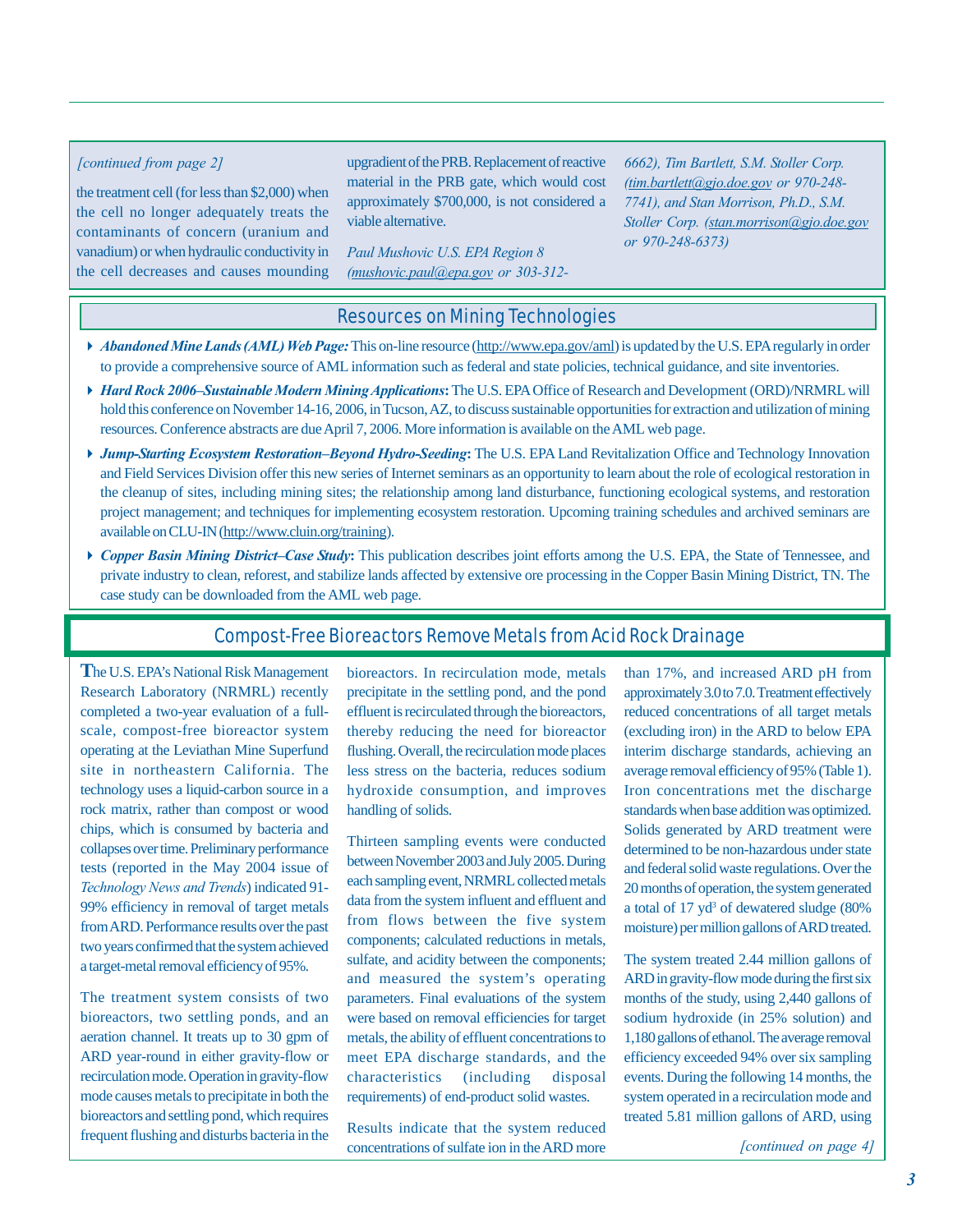*[continued from page 2]*

the treatment cell (for less than $2,000) when the cell no longer adequately treats the contaminants of concern (uranium and vanadium) or when hydraulic conductivity in the cell decreases and causes mounding upgradient of the PRB. Replacement of reactive material in the PRB gate, which would cost approximately $700,000, is not considered a viable alternative.

*Paul Mushovic U.S. EPA Region 8 (mushovic.paul@epa.gov or 303-312-6662), Tim Bartlett, S.M. Stoller Corp. (tim.bartlett@gjo.doe.gov or 970-248-7741), and Stan Morrison, Ph.D., S.M. Stoller Corp. (stan.morrison@gjo.doe.gov or 970-248-6373)*

## Resources on Mining Technologies

- ***Abandoned Mine Lands (AML) Web Page:*** This on-line resource (http://www.epa.gov/aml) is updated by the U.S. EPA regularly in order to provide a comprehensive source of AML information such as federal and state policies, technical guidance, and site inventories.
- ***Hard Rock 2006–Sustainable Modern Mining Applications*:** The U.S. EPA Office of Research and Development (ORD)/NRMRL will hold this conference on November 14-16, 2006, in Tucson, AZ, to discuss sustainable opportunities for extraction and utilization of mining resources. Conference abstracts are due April 7, 2006. More information is available on the AML web page.
- ***Jump-Starting Ecosystem Restoration–Beyond Hydro-Seeding*:** The U.S. EPA Land Revitalization Office and Technology Innovation and Field Services Division offer this new series of Internet seminars as an opportunity to learn about the role of ecological restoration in the cleanup of sites, including mining sites; the relationship among land disturbance, functioning ecological systems, and restoration project management; and techniques for implementing ecosystem restoration. Upcoming training schedules and archived seminars are available on CLU-IN (http://www.cluin.org/training).
- ***Copper Basin Mining District–Case Study*:** This publication describes joint efforts among the U.S. EPA, the State of Tennessee, and private industry to clean, reforest, and stabilize lands affected by extensive ore processing in the Copper Basin Mining District, TN. The case study can be downloaded from the AML web page.

## Compost-Free Bioreactors Remove Metals from Acid Rock Drainage

The U.S. EPA's National Risk Management Research Laboratory (NRMRL) recently completed a two-year evaluation of a full-scale, compost-free bioreactor system operating at the Leviathan Mine Superfund site in northeastern California. The technology uses a liquid-carbon source in a rock matrix, rather than compost or wood chips, which is consumed by bacteria and collapses over time. Preliminary performance tests (reported in the May 2004 issue of *Technology News and Trends*) indicated 91-99% efficiency in removal of target metals from ARD. Performance results over the past two years confirmed that the system achieved a target-metal removal efficiency of 95%.

The treatment system consists of two bioreactors, two settling ponds, and an aeration channel. It treats up to 30 gpm of ARD year-round in either gravity-flow or recirculation mode. Operation in gravity-flow mode causes metals to precipitate in both the bioreactors and settling pond, which requires frequent flushing and disturbs bacteria in the bioreactors. In recirculation mode, metals precipitate in the settling pond, and the pond effluent is recirculated through the bioreactors, thereby reducing the need for bioreactor flushing. Overall, the recirculation mode places less stress on the bacteria, reduces sodium hydroxide consumption, and improves handling of solids.

Thirteen sampling events were conducted between November 2003 and July 2005. During each sampling event, NRMRL collected metals data from the system influent and effluent and from flows between the five system components; calculated reductions in metals, sulfate, and acidity between the components; and measured the system's operating parameters. Final evaluations of the system were based on removal efficiencies for target metals, the ability of effluent concentrations to meet EPA discharge standards, and the characteristics (including disposal requirements) of end-product solid wastes.

Results indicate that the system reduced concentrations of sulfate ion in the ARD more than 17%, and increased ARD pH from approximately 3.0 to 7.0. Treatment effectively reduced concentrations of all target metals (excluding iron) in the ARD to below EPA interim discharge standards, achieving an average removal efficiency of 95% (Table 1). Iron concentrations met the discharge standards when base addition was optimized. Solids generated by ARD treatment were determined to be non-hazardous under state and federal solid waste regulations. Over the 20 months of operation, the system generated a total of 17 $yd^3$ of dewatered sludge (80% moisture) per million gallons of ARD treated.

The system treated 2.44 million gallons of ARD in gravity-flow mode during the first six months of the study, using 2,440 gallons of sodium hydroxide (in 25% solution) and 1,180 gallons of ethanol. The average removal efficiency exceeded 94% over six sampling events. During the following 14 months, the system operated in a recirculation mode and treated 5.81 million gallons of ARD, using

*[continued on page 4]*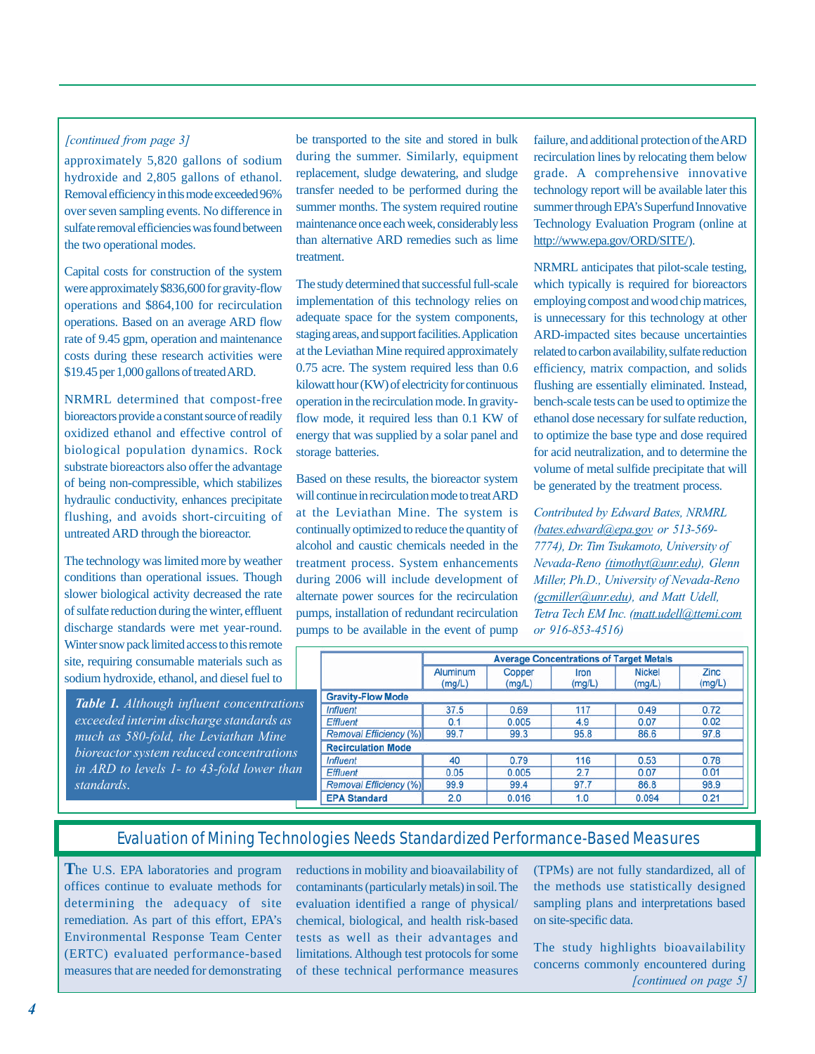*[continued from page 3]*

approximately 5,820 gallons of sodium hydroxide and 2,805 gallons of ethanol. Removal efficiency in this mode exceeded 96% over seven sampling events. No difference in sulfate removal efficiencies was found between the two operational modes.

Capital costs for construction of the system were approximately $836,600 for gravity-flow operations and $864,100 for recirculation operations. Based on an average ARD flow rate of 9.45 gpm, operation and maintenance costs during these research activities were $19.45 per 1,000 gallons of treated ARD.

NRMRL determined that compost-free bioreactors provide a constant source of readily oxidized ethanol and effective control of biological population dynamics. Rock substrate bioreactors also offer the advantage of being non-compressible, which stabilizes hydraulic conductivity, enhances precipitate flushing, and avoids short-circuiting of untreated ARD through the bioreactor.

The technology was limited more by weather conditions than operational issues. Though slower biological activity decreased the rate of sulfate reduction during the winter, effluent discharge standards were met year-round. Winter snow pack limited access to this remote site, requiring consumable materials such as sodium hydroxide, ethanol, and diesel fuel to be transported to the site and stored in bulk during the summer. Similarly, equipment replacement, sludge dewatering, and sludge transfer needed to be performed during the summer months. The system required routine maintenance once each week, considerably less than alternative ARD remedies such as lime treatment.

The study determined that successful full-scale implementation of this technology relies on adequate space for the system components, staging areas, and support facilities. Application at the Leviathan Mine required approximately 0.75 acre. The system required less than 0.6 kilowatt hour (KW) of electricity for continuous operation in the recirculation mode. In gravity-flow mode, it required less than 0.1 KW of energy that was supplied by a solar panel and storage batteries.

Based on these results, the bioreactor system will continue in recirculation mode to treat ARD at the Leviathan Mine. The system is continually optimized to reduce the quantity of alcohol and caustic chemicals needed in the treatment process. System enhancements during 2006 will include development of alternate power sources for the recirculation pumps, installation of redundant recirculation pumps to be available in the event of pump failure, and additional protection of the ARD recirculation lines by relocating them below grade. A comprehensive innovative technology report will be available later this summer through EPA's Superfund Innovative Technology Evaluation Program (online at http://www.epa.gov/ORD/SITE/).

NRMRL anticipates that pilot-scale testing, which typically is required for bioreactors employing compost and wood chip matrices, is unnecessary for this technology at other ARD-impacted sites because uncertainties related to carbon availability, sulfate reduction efficiency, matrix compaction, and solids flushing are essentially eliminated. Instead, bench-scale tests can be used to optimize the ethanol dose necessary for sulfate reduction, to optimize the base type and dose required for acid neutralization, and to determine the volume of metal sulfide precipitate that will be generated by the treatment process.

*Contributed by Edward Bates, NRMRL (bates.edward@epa.gov or 513-569-7774), Dr. Tim Tsukamoto, University of Nevada-Reno (timothyt@unr.edu), Glenn Miller, Ph.D., University of Nevada-Reno (gcmiller@unr.edu), and Matt Udell, Tetra Tech EM Inc. (matt.udell@ttemi.com or 916-853-4516)*

| | Average Concentrations of Target Metals | | | | |
|---|---|---|---|---|---|
| | Aluminum (mg/L) | Copper (mg/L) | Iron (mg/L) | Nickel (mg/L) | Zinc (mg/L) |
| **Gravity-Flow Mode** | | | | | |
| *Influent* | 37.5 | 0.69 | 117 | 0.49 | 0.72 |
| *Effluent* | 0.1 | 0.005 | 4.9 | 0.07 | 0.02 |
| *Removal Efficiency (%)* | 99.7 | 99.3 | 95.8 | 86.6 | 97.8 |
| **Recirculation Mode** | | | | | |
| *Influent* | 40 | 0.79 | 116 | 0.53 | 0.78 |
| *Effluent* | 0.05 | 0.005 | 2.7 | 0.07 | 0.01 |
| *Removal Efficiency (%)* | 99.9 | 99.4 | 97.7 | 86.8 | 98.9 |
| **EPA Standard** | 2.0 | 0.016 | 1.0 | 0.094 | 0.21 |

***Table 1.*** *Although influent concentrations exceeded interim discharge standards as much as 580-fold, the Leviathan Mine bioreactor system reduced concentrations in ARD to levels 1- to 43-fold lower than standards.*

## Evaluation of Mining Technologies Needs Standardized Performance-Based Measures

The U.S. EPA laboratories and program offices continue to evaluate methods for determining the adequacy of site remediation. As part of this effort, EPA's Environmental Response Team Center (ERTC) evaluated performance-based measures that are needed for demonstrating reductions in mobility and bioavailability of contaminants (particularly metals) in soil. The evaluation identified a range of physical/chemical, biological, and health risk-based tests as well as their advantages and limitations. Although test protocols for some of these technical performance measures (TPMs) are not fully standardized, all of the methods use statistically designed sampling plans and interpretations based on site-specific data.

The study highlights bioavailability concerns commonly encountered during

*[continued on page 5]*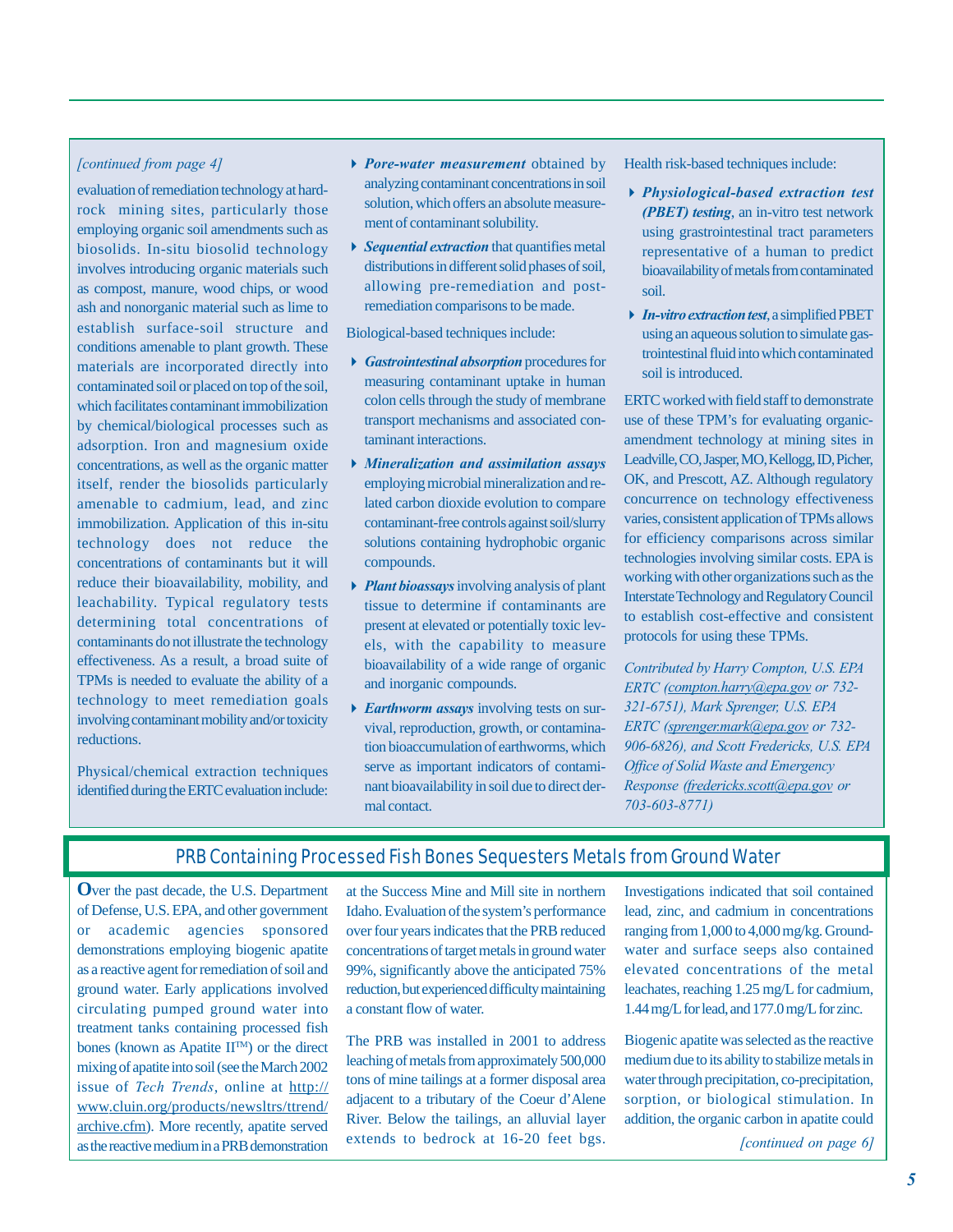*[continued from page 4]*

evaluation of remediation technology at hard-rock mining sites, particularly those employing organic soil amendments such as biosolids. In-situ biosolid technology involves introducing organic materials such as compost, manure, wood chips, or wood ash and nonorganic material such as lime to establish surface-soil structure and conditions amenable to plant growth. These materials are incorporated directly into contaminated soil or placed on top of the soil, which facilitates contaminant immobilization by chemical/biological processes such as adsorption. Iron and magnesium oxide concentrations, as well as the organic matter itself, render the biosolids particularly amenable to cadmium, lead, and zinc immobilization. Application of this in-situ technology does not reduce the concentrations of contaminants but it will reduce their bioavailability, mobility, and leachability. Typical regulatory tests determining total concentrations of contaminants do not illustrate the technology effectiveness. As a result, a broad suite of TPMs is needed to evaluate the ability of a technology to meet remediation goals involving contaminant mobility and/or toxicity reductions.

Physical/chemical extraction techniques identified during the ERTC evaluation include:

- ***Pore-water measurement*** obtained by analyzing contaminant concentrations in soil solution, which offers an absolute measurement of contaminant solubility.
- ***Sequential extraction*** that quantifies metal distributions in different solid phases of soil, allowing pre-remediation and post-remediation comparisons to be made.

Biological-based techniques include:

- ***Gastrointestinal absorption*** procedures for measuring contaminant uptake in human colon cells through the study of membrane transport mechanisms and associated contaminant interactions.
- ***Mineralization and assimilation assays*** employing microbial mineralization and related carbon dioxide evolution to compare contaminant-free controls against soil/slurry solutions containing hydrophobic organic compounds.
- ***Plant bioassays*** involving analysis of plant tissue to determine if contaminants are present at elevated or potentially toxic levels, with the capability to measure bioavailability of a wide range of organic and inorganic compounds.
- ***Earthworm assays*** involving tests on survival, reproduction, growth, or contamination bioaccumulation of earthworms, which serve as important indicators of contaminant bioavailability in soil due to direct dermal contact.

Health risk-based techniques include:

- ***Physiological-based extraction test (PBET) testing***, an in-vitro test network using grastrointestinal tract parameters representative of a human to predict bioavailability of metals from contaminated soil.
- ***In-vitro extraction test***, a simplified PBET using an aqueous solution to simulate gastrointestinal fluid into which contaminated soil is introduced.

ERTC worked with field staff to demonstrate use of these TPM's for evaluating organic-amendment technology at mining sites in Leadville, CO, Jasper, MO, Kellogg, ID, Picher, OK, and Prescott, AZ. Although regulatory concurrence on technology effectiveness varies, consistent application of TPMs allows for efficiency comparisons across similar technologies involving similar costs. EPA is working with other organizations such as the Interstate Technology and Regulatory Council to establish cost-effective and consistent protocols for using these TPMs.

*Contributed by Harry Compton, U.S. EPA ERTC (compton.harry@epa.gov or 732-321-6751), Mark Sprenger, U.S. EPA ERTC (sprenger.mark@epa.gov or 732-906-6826), and Scott Fredericks, U.S. EPA Office of Solid Waste and Emergency Response (fredericks.scott@epa.gov or 703-603-8771)*

## PRB Containing Processed Fish Bones Sequesters Metals from Ground Water

Over the past decade, the U.S. Department of Defense, U.S. EPA, and other government or academic agencies sponsored demonstrations employing biogenic apatite as a reactive agent for remediation of soil and ground water. Early applications involved circulating pumped ground water into treatment tanks containing processed fish bones (known as Apatite II™) or the direct mixing of apatite into soil (see the March 2002 issue of *Tech Trends*, online at http://www.cluin.org/products/newsltrs/ttrend/archive.cfm). More recently, apatite served as the reactive medium in a PRB demonstration at the Success Mine and Mill site in northern Idaho. Evaluation of the system's performance over four years indicates that the PRB reduced concentrations of target metals in ground water 99%, significantly above the anticipated 75% reduction, but experienced difficulty maintaining a constant flow of water.

The PRB was installed in 2001 to address leaching of metals from approximately 500,000 tons of mine tailings at a former disposal area adjacent to a tributary of the Coeur d'Alene River. Below the tailings, an alluvial layer extends to bedrock at 16-20 feet bgs. Investigations indicated that soil contained lead, zinc, and cadmium in concentrations ranging from 1,000 to 4,000 mg/kg. Ground-water and surface seeps also contained elevated concentrations of the metal leachates, reaching 1.25 mg/L for cadmium, 1.44 mg/L for lead, and 177.0 mg/L for zinc.

Biogenic apatite was selected as the reactive medium due to its ability to stabilize metals in water through precipitation, co-precipitation, sorption, or biological stimulation. In addition, the organic carbon in apatite could

*[continued on page 6]*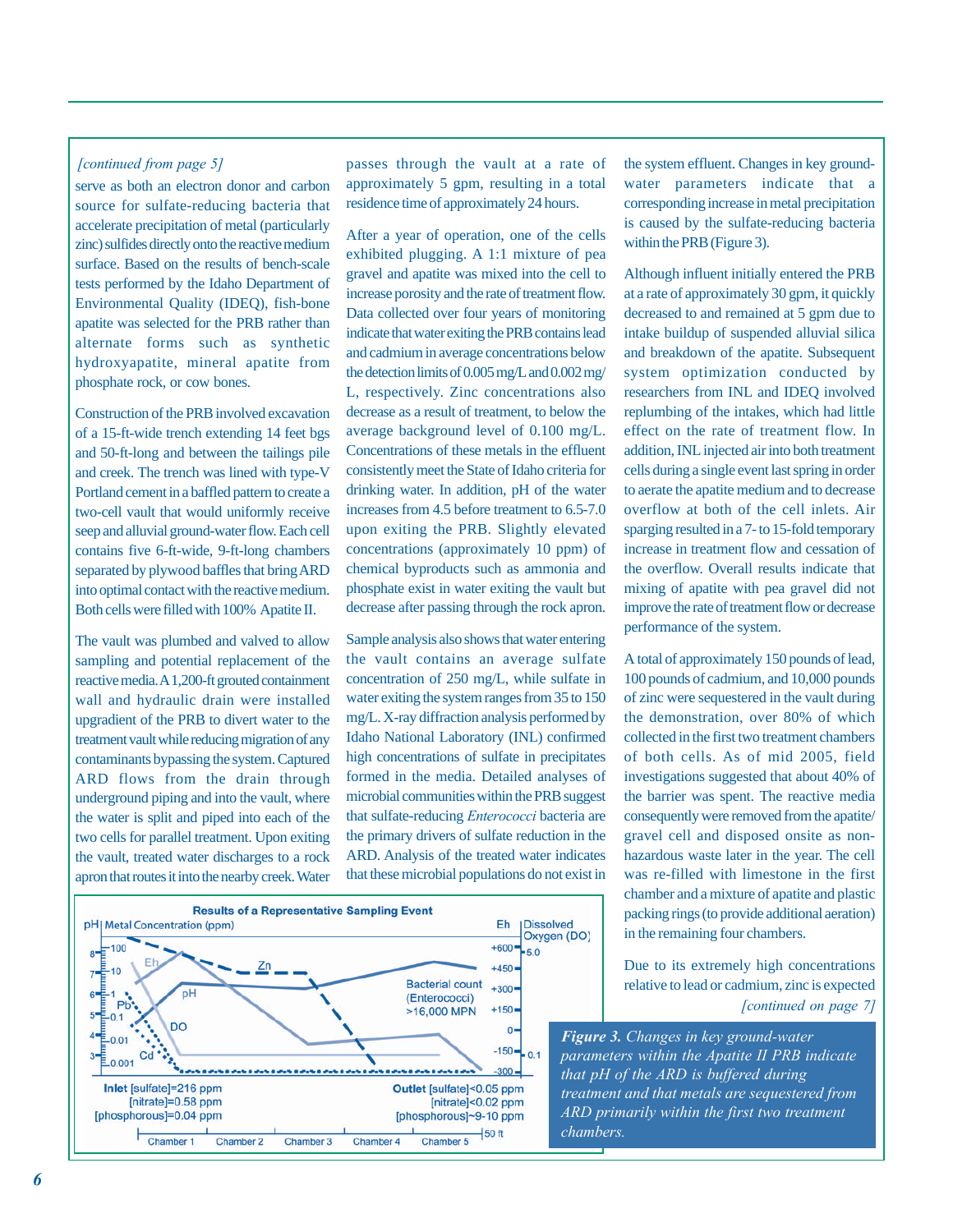*[continued from page 5]*

serve as both an electron donor and carbon source for sulfate-reducing bacteria that accelerate precipitation of metal (particularly zinc) sulfides directly onto the reactive medium surface. Based on the results of bench-scale tests performed by the Idaho Department of Environmental Quality (IDEQ), fish-bone apatite was selected for the PRB rather than alternate forms such as synthetic hydroxyapatite, mineral apatite from phosphate rock, or cow bones.

Construction of the PRB involved excavation of a 15-ft-wide trench extending 14 feet bgs and 50-ft-long and between the tailings pile and creek. The trench was lined with type-V Portland cement in a baffled pattern to create a two-cell vault that would uniformly receive seep and alluvial ground-water flow. Each cell contains five 6-ft-wide, 9-ft-long chambers separated by plywood baffles that bring ARD into optimal contact with the reactive medium. Both cells were filled with 100% Apatite II.

The vault was plumbed and valved to allow sampling and potential replacement of the reactive media. A 1,200-ft grouted containment wall and hydraulic drain were installed upgradient of the PRB to divert water to the treatment vault while reducing migration of any contaminants bypassing the system. Captured ARD flows from the drain through underground piping and into the vault, where the water is split and piped into each of the two cells for parallel treatment. Upon exiting the vault, treated water discharges to a rock apron that routes it into the nearby creek. Water passes through the vault at a rate of approximately 5 gpm, resulting in a total residence time of approximately 24 hours.

After a year of operation, one of the cells exhibited plugging. A 1:1 mixture of pea gravel and apatite was mixed into the cell to increase porosity and the rate of treatment flow. Data collected over four years of monitoring indicate that water exiting the PRB contains lead and cadmium in average concentrations below the detection limits of 0.005 mg/L and 0.002 mg/L, respectively. Zinc concentrations also decrease as a result of treatment, to below the average background level of 0.100 mg/L. Concentrations of these metals in the effluent consistently meet the State of Idaho criteria for drinking water. In addition, pH of the water increases from 4.5 before treatment to 6.5-7.0 upon exiting the PRB. Slightly elevated concentrations (approximately 10 ppm) of chemical byproducts such as ammonia and phosphate exist in water exiting the vault but decrease after passing through the rock apron.

Sample analysis also shows that water entering the vault contains an average sulfate concentration of 250 mg/L, while sulfate in water exiting the system ranges from 35 to 150 mg/L. X-ray diffraction analysis performed by Idaho National Laboratory (INL) confirmed high concentrations of sulfate in precipitates formed in the media. Detailed analyses of microbial communities within the PRB suggest that sulfate-reducing *Enterococci* bacteria are the primary drivers of sulfate reduction in the ARD. Analysis of the treated water indicates that these microbial populations do not exist in the system effluent. Changes in key ground-water parameters indicate that a corresponding increase in metal precipitation is caused by the sulfate-reducing bacteria within the PRB (Figure 3).

Although influent initially entered the PRB at a rate of approximately 30 gpm, it quickly decreased to and remained at 5 gpm due to intake buildup of suspended alluvial silica and breakdown of the apatite. Subsequent system optimization conducted by researchers from INL and IDEQ involved replumbing of the intakes, which had little effect on the rate of treatment flow. In addition, INL injected air into both treatment cells during a single event last spring in order to aerate the apatite medium and to decrease overflow at both of the cell inlets. Air sparging resulted in a 7- to 15-fold temporary increase in treatment flow and cessation of the overflow. Overall results indicate that mixing of apatite with pea gravel did not improve the rate of treatment flow or decrease performance of the system.

A total of approximately 150 pounds of lead, 100 pounds of cadmium, and 10,000 pounds of zinc were sequestered in the vault during the demonstration, over 80% of which collected in the first two treatment chambers of both cells. As of mid 2005, field investigations suggested that about 40% of the barrier was spent. The reactive media consequently were removed from the apatite/gravel cell and disposed onsite as non-hazardous waste later in the year. The cell was re-filled with limestone in the first chamber and a mixture of apatite and plastic packing rings (to provide additional aeration) in the remaining four chambers.

Due to its extremely high concentrations relative to lead or cadmium, zinc is expected

*[continued on page 7]*

**Results of a Representative Sampling Event**

Inlet [sulfate]=216 ppm, [nitrate]=0.58 ppm, [phosphorous]=0.04 ppm

Outlet [sulfate]<0.05 ppm, [nitrate]<0.02 ppm, [phosphorous]~9-10 ppm

Bacterial count (Enterococci) >16,000 MPN

***Figure 3.*** *Changes in key ground-water parameters within the Apatite II PRB indicate that pH of the ARD is buffered during treatment and that metals are sequestered from ARD primarily within the first two treatment chambers.*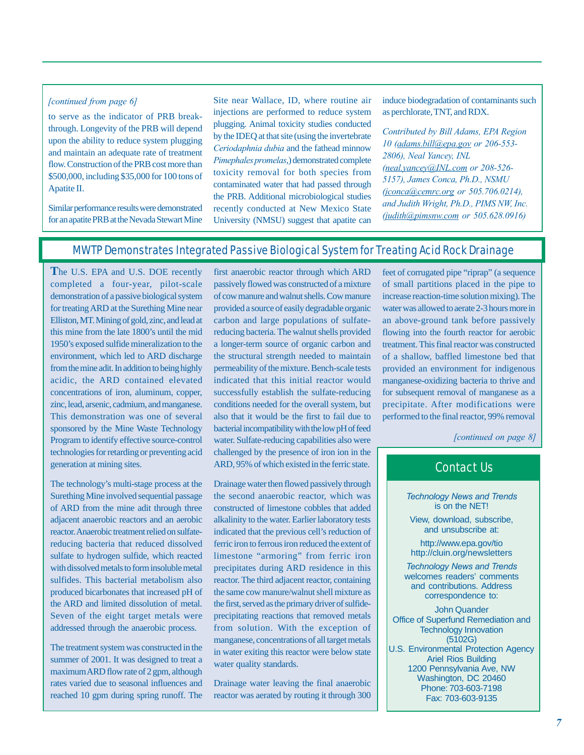*[continued from page 6]*

to serve as the indicator of PRB breakthrough. Longevity of the PRB will depend upon the ability to reduce system plugging and maintain an adequate rate of treatment flow. Construction of the PRB cost more than $500,000, including $35,000 for 100 tons of Apatite II.

Similar performance results were demonstrated for an apatite PRB at the Nevada Stewart Mine Site near Wallace, ID, where routine air injections are performed to reduce system plugging. Animal toxicity studies conducted by the IDEQ at that site (using the invertebrate *Ceriodaphnia dubia* and the fathead minnow *Pimephales promelas*,) demonstrated complete toxicity removal for both species from contaminated water that had passed through the PRB. Additional microbiological studies recently conducted at New Mexico State University (NMSU) suggest that apatite can induce biodegradation of contaminants such as perchlorate, TNT, and RDX.

*Contributed by Bill Adams, EPA Region 10 (adams.bill@epa.gov or 206-553-2806), Neal Yancey, INL (neal.yancey@INL.com or 208-526-5157), James Conca, Ph.D., NSMU (jconca@cemrc.org or 505.706.0214), and Judith Wright, Ph.D., PIMS NW, Inc. (judith@pimsnw.com or 505.628.0916)*

## MWTP Demonstrates Integrated Passive Biological System for Treating Acid Rock Drainage

The U.S. EPA and U.S. DOE recently completed a four-year, pilot-scale demonstration of a passive biological system for treating ARD at the Surething Mine near Elliston, MT. Mining of gold, zinc, and lead at this mine from the late 1800's until the mid 1950's exposed sulfide mineralization to the environment, which led to ARD discharge from the mine adit. In addition to being highly acidic, the ARD contained elevated concentrations of iron, aluminum, copper, zinc, lead, arsenic, cadmium, and manganese. This demonstration was one of several sponsored by the Mine Waste Technology Program to identify effective source-control technologies for retarding or preventing acid generation at mining sites.

The technology's multi-stage process at the Surething Mine involved sequential passage of ARD from the mine adit through three adjacent anaerobic reactors and an aerobic reactor. Anaerobic treatment relied on sulfate-reducing bacteria that reduced dissolved sulfate to hydrogen sulfide, which reacted with dissolved metals to form insoluble metal sulfides. This bacterial metabolism also produced bicarbonates that increased pH of the ARD and limited dissolution of metal. Seven of the eight target metals were addressed through the anaerobic process.

The treatment system was constructed in the summer of 2001. It was designed to treat a maximum ARD flow rate of 2 gpm, although rates varied due to seasonal influences and reached 10 gpm during spring runoff. The first anaerobic reactor through which ARD passively flowed was constructed of a mixture of cow manure and walnut shells. Cow manure provided a source of easily degradable organic carbon and large populations of sulfate-reducing bacteria. The walnut shells provided a longer-term source of organic carbon and the structural strength needed to maintain permeability of the mixture. Bench-scale tests indicated that this initial reactor would successfully establish the sulfate-reducing conditions needed for the overall system, but also that it would be the first to fail due to bacterial incompatibility with the low pH of feed water. Sulfate-reducing capabilities also were challenged by the presence of iron ion in the ARD, 95% of which existed in the ferric state.

Drainage water then flowed passively through the second anaerobic reactor, which was constructed of limestone cobbles that added alkalinity to the water. Earlier laboratory tests indicated that the previous cell's reduction of ferric iron to ferrous iron reduced the extent of limestone "armoring" from ferric iron precipitates during ARD residence in this reactor. The third adjacent reactor, containing the same cow manure/walnut shell mixture as the first, served as the primary driver of sulfide-precipitating reactions that removed metals from solution. With the exception of manganese, concentrations of all target metals in water exiting this reactor were below state water quality standards.

Drainage water leaving the final anaerobic reactor was aerated by routing it through 300 feet of corrugated pipe "riprap" (a sequence of small partitions placed in the pipe to increase reaction-time solution mixing). The water was allowed to aerate 2-3 hours more in an above-ground tank before passively flowing into the fourth reactor for aerobic treatment. This final reactor was constructed of a shallow, baffled limestone bed that provided an environment for indigenous manganese-oxidizing bacteria to thrive and for subsequent removal of manganese as a precipitate. After modifications were performed to the final reactor, 99% removal

*[continued on page 8]*

### Contact Us

*Technology News and Trends* is on the NET!

View, download, subscribe, and unsubscribe at:

http://www.epa.gov/tio
http://cluin.org/newsletters

*Technology News and Trends* welcomes readers' comments and contributions. Address correspondence to:

John Quander
Office of Superfund Remediation and Technology Innovation
(5102G)
U.S. Environmental Protection Agency
Ariel Rios Building
1200 Pennsylvania Ave, NW
Washington, DC 20460
Phone: 703-603-7198
Fax: 703-603-9135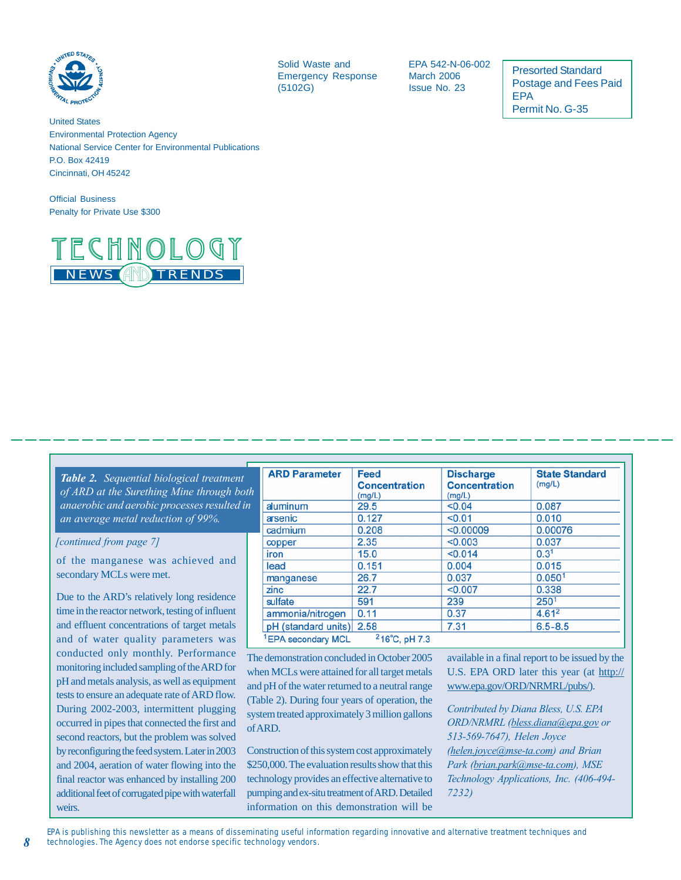United States
Environmental Protection Agency
National Service Center for Environmental Publications
P.O. Box 42419
Cincinnati, OH 45242

Official Business
Penalty for Private Use $300

Solid Waste and
Emergency Response
(5102G)

EPA 542-N-06-002
March 2006
Issue No. 23

Presorted Standard
Postage and Fees Paid
EPA
Permit No. G-35

# TECHNOLOGY NEWS AND TRENDS

---

***Table 2.*** *Sequential biological treatment of ARD at the Surething Mine through both anaerobic and aerobic processes resulted in an average metal reduction of 99%.*

| ARD Parameter | Feed Concentration (mg/L) | Discharge Concentration (mg/L) | State Standard (mg/L) |
|---|---|---|---|
| aluminum | 29.5 | <0.04 | 0.087 |
| arsenic | 0.127 | <0.01 | 0.010 |
| cadmium | 0.208 | <0.00009 | 0.00076 |
| copper | 2.35 | <0.003 | 0.037 |
| iron | 15.0 | <0.014 | 0.3[1] |
| lead | 0.151 | 0.004 | 0.015 |
| manganese | 26.7 | 0.037 | 0.050[1] |
| zinc | 22.7 | <0.007 | 0.338 |
| sulfate | 591 | 239 | 250[1] |
| ammonia/nitrogen | 0.11 | 0.37 | 4.61[2] |
| pH (standard units) | 2.58 | 7.31 | 6.5-8.5 |

[1]EPA secondary MCL [2]16°C, pH 7.3

*[continued from page 7]*

of the manganese was achieved and secondary MCLs were met.

Due to the ARD's relatively long residence time in the reactor network, testing of influent and effluent concentrations of target metals and of water quality parameters was conducted only monthly. Performance monitoring included sampling of the ARD for pH and metals analysis, as well as equipment tests to ensure an adequate rate of ARD flow. During 2002-2003, intermittent plugging occurred in pipes that connected the first and second reactors, but the problem was solved by reconfiguring the feed system. Later in 2003 and 2004, aeration of water flowing into the final reactor was enhanced by installing 200 additional feet of corrugated pipe with waterfall weirs.

The demonstration concluded in October 2005 when MCLs were attained for all target metals and pH of the water returned to a neutral range (Table 2). During four years of operation, the system treated approximately 3 million gallons of ARD.

Construction of this system cost approximately $250,000. The evaluation results show that this technology provides an effective alternative to pumping and ex-situ treatment of ARD. Detailed information on this demonstration will be available in a final report to be issued by the U.S. EPA ORD later this year (at http://www.epa.gov/ORD/NRMRL/pubs/).

*Contributed by Diana Bless, U.S. EPA ORD/NRMRL (bless.diana@epa.gov or 513-569-7647), Helen Joyce (helen.joyce@mse-ta.com) and Brian Park (brian.park@mse-ta.com), MSE Technology Applications, Inc. (406-494-7232)*

EPA is publishing this newsletter as a means of disseminating useful information regarding innovative and alternative treatment techniques and technologies. The Agency does not endorse specific technology vendors.